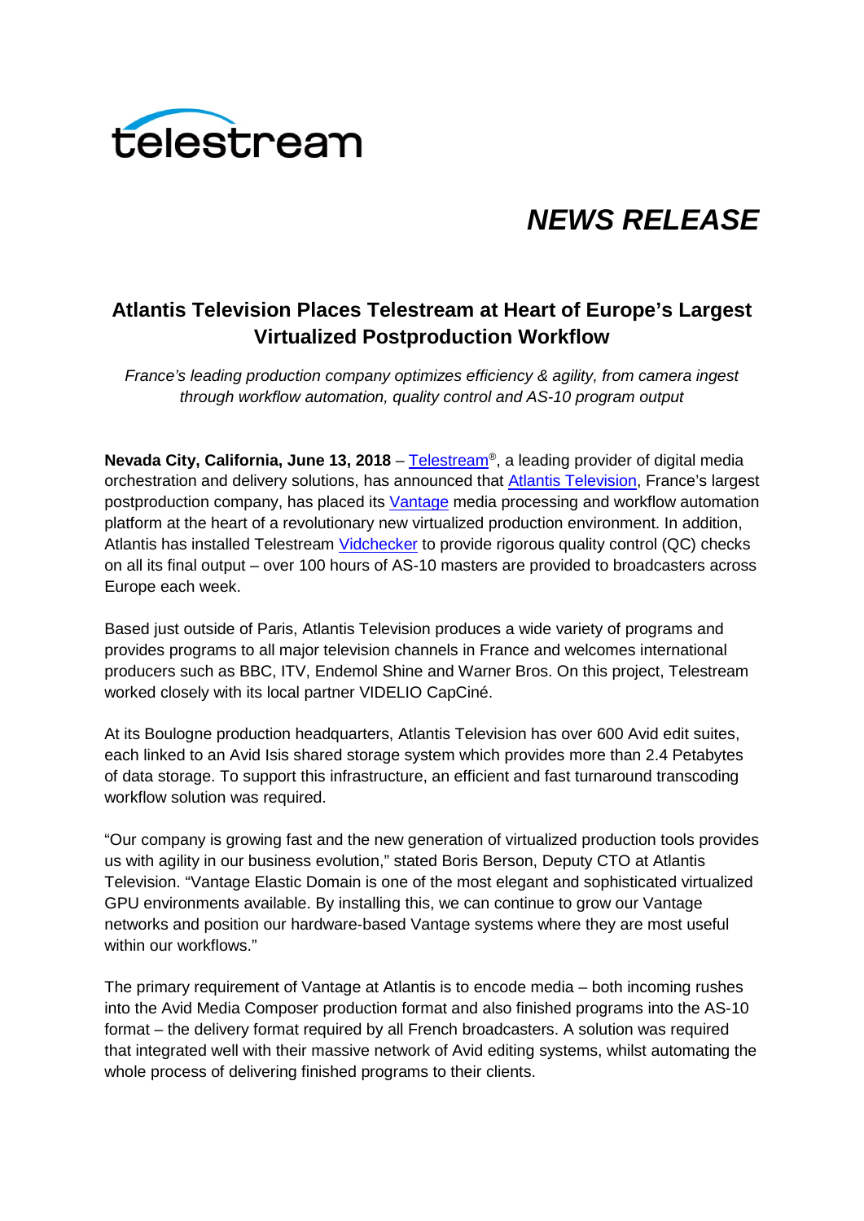telestream

# NEWS RELEASE

## Atlantis Television Places Telestream at Heart of Europe's Largest Virtualized Postproduction Workflow

*France's leading production company optimizes efficiency & agility, from camera ingest through workflow automation, quality control and AS-10 program output*

**Nevada City, California, June 13, 2018** – Telestream®, a leading provider of digital media orchestration and delivery solutions, has announced that Atlantis Television, France's largest postproduction company, has placed its Vantage media processing and workflow automation platform at the heart of a revolutionary new virtualized production environment. In addition, Atlantis has installed Telestream Vidchecker to provide rigorous quality control (QC) checks on all its final output – over 100 hours of AS-10 masters are provided to broadcasters across Europe each week.

Based just outside of Paris, Atlantis Television produces a wide variety of programs and provides programs to all major television channels in France and welcomes international producers such as BBC, ITV, Endemol Shine and Warner Bros. On this project, Telestream worked closely with its local partner VIDELIO CapCiné.

At its Boulogne production headquarters, Atlantis Television has over 600 Avid edit suites, each linked to an Avid Isis shared storage system which provides more than 2.4 Petabytes of data storage. To support this infrastructure, an efficient and fast turnaround transcoding workflow solution was required.

"Our company is growing fast and the new generation of virtualized production tools provides us with agility in our business evolution," stated Boris Berson, Deputy CTO at Atlantis Television. "Vantage Elastic Domain is one of the most elegant and sophisticated virtualized GPU environments available. By installing this, we can continue to grow our Vantage networks and position our hardware-based Vantage systems where they are most useful within our workflows."

The primary requirement of Vantage at Atlantis is to encode media – both incoming rushes into the Avid Media Composer production format and also finished programs into the AS-10 format – the delivery format required by all French broadcasters. A solution was required that integrated well with their massive network of Avid editing systems, whilst automating the whole process of delivering finished programs to their clients.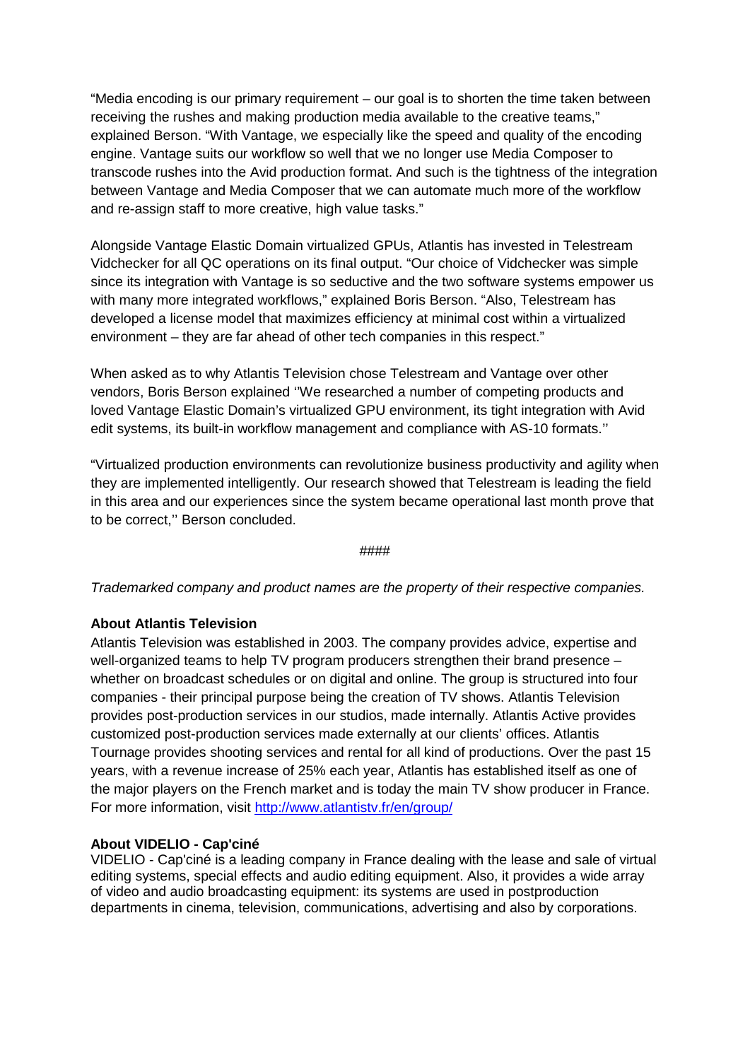"Media encoding is our primary requirement – our goal is to shorten the time taken between receiving the rushes and making production media available to the creative teams," explained Berson. "With Vantage, we especially like the speed and quality of the encoding engine. Vantage suits our workflow so well that we no longer use Media Composer to transcode rushes into the Avid production format. And such is the tightness of the integration between Vantage and Media Composer that we can automate much more of the workflow and re-assign staff to more creative, high value tasks."

Alongside Vantage Elastic Domain virtualized GPUs, Atlantis has invested in Telestream Vidchecker for all QC operations on its final output. "Our choice of Vidchecker was simple since its integration with Vantage is so seductive and the two software systems empower us with many more integrated workflows," explained Boris Berson. "Also, Telestream has developed a license model that maximizes efficiency at minimal cost within a virtualized environment – they are far ahead of other tech companies in this respect."

When asked as to why Atlantis Television chose Telestream and Vantage over other vendors, Boris Berson explained ''We researched a number of competing products and loved Vantage Elastic Domain's virtualized GPU environment, its tight integration with Avid edit systems, its built-in workflow management and compliance with AS-10 formats.''

"Virtualized production environments can revolutionize business productivity and agility when they are implemented intelligently. Our research showed that Telestream is leading the field in this area and our experiences since the system became operational last month prove that to be correct,'' Berson concluded.

####

*Trademarked company and product names are the property of their respective companies.*

**About Atlantis Television**

Atlantis Television was established in 2003. The company provides advice, expertise and well-organized teams to help TV program producers strengthen their brand presence – whether on broadcast schedules or on digital and online. The group is structured into four companies - their principal purpose being the creation of TV shows. Atlantis Television provides post-production services in our studios, made internally. Atlantis Active provides customized post-production services made externally at our clients' offices. Atlantis Tournage provides shooting services and rental for all kind of productions. Over the past 15 years, with a revenue increase of 25% each year, Atlantis has established itself as one of the major players on the French market and is today the main TV show producer in France. For more information, visit http://www.atlantistv.fr/en/group/

**About VIDELIO - Cap'ciné**

VIDELIO - Cap'ciné is a leading company in France dealing with the lease and sale of virtual editing systems, special effects and audio editing equipment. Also, it provides a wide array of video and audio broadcasting equipment: its systems are used in postproduction departments in cinema, television, communications, advertising and also by corporations.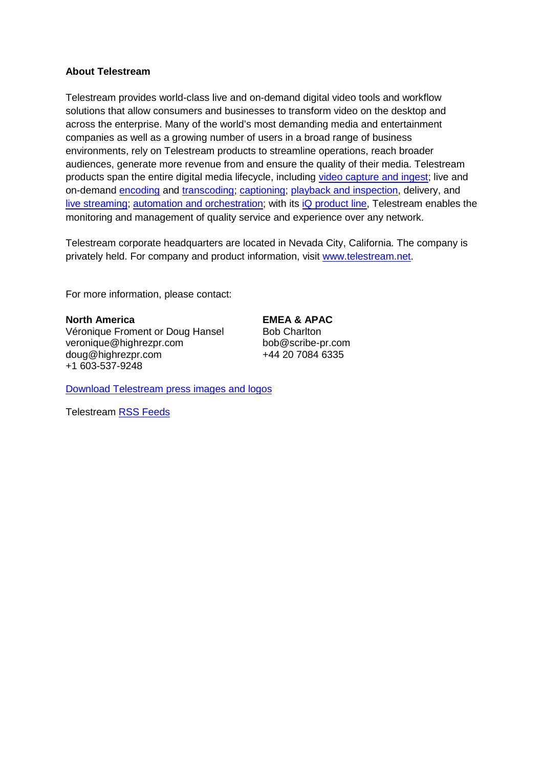**About Telestream**

Telestream provides world-class live and on-demand digital video tools and workflow solutions that allow consumers and businesses to transform video on the desktop and across the enterprise. Many of the world's most demanding media and entertainment companies as well as a growing number of users in a broad range of business environments, rely on Telestream products to streamline operations, reach broader audiences, generate more revenue from and ensure the quality of their media. Telestream products span the entire digital media lifecycle, including video capture and ingest; live and on-demand encoding and transcoding; captioning; playback and inspection, delivery, and live streaming; automation and orchestration; with its iQ product line, Telestream enables the monitoring and management of quality service and experience over any network.

Telestream corporate headquarters are located in Nevada City, California. The company is privately held. For company and product information, visit www.telestream.net.

For more information, please contact:

**North America**
Véronique Froment or Doug Hansel
veronique@highrezpr.com
doug@highrezpr.com
+1 603-537-9248

**EMEA & APAC**
Bob Charlton
bob@scribe-pr.com
+44 20 7084 6335

Download Telestream press images and logos

Telestream RSS Feeds